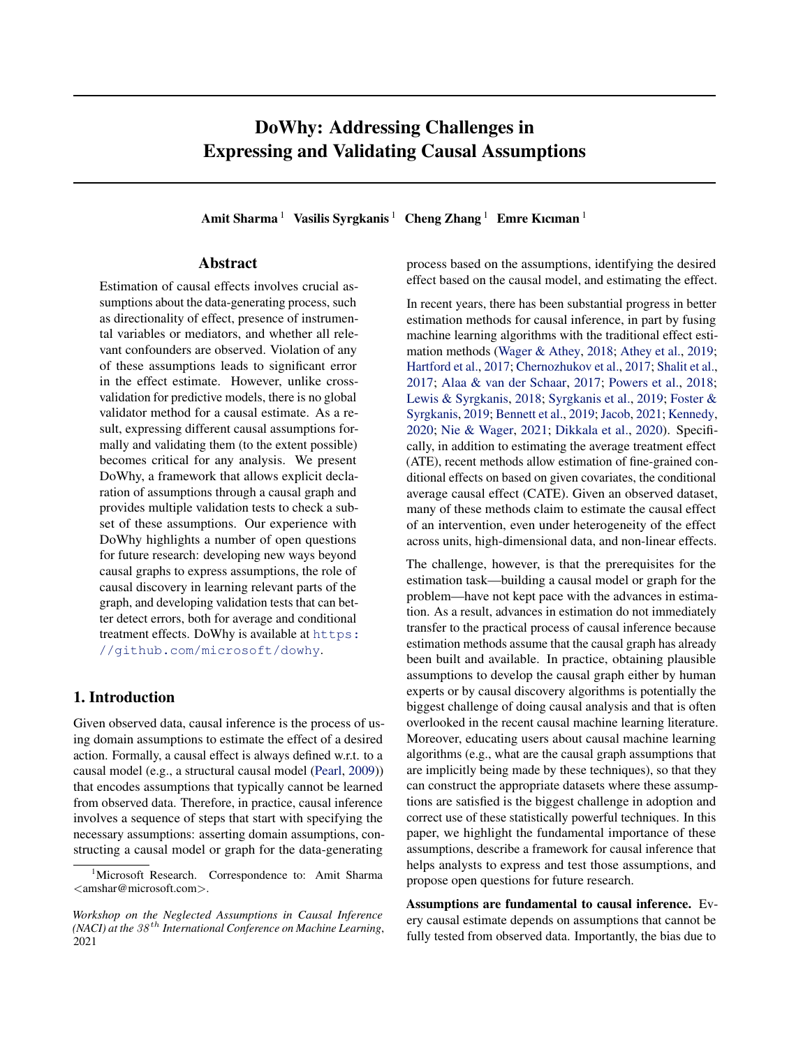# DoWhy: Addressing Challenges in Expressing and Validating Causal Assumptions

**Amit Sharma** [1] **Vasilis Syrgkanis** [1] **Cheng Zhang** [1] **Emre Kıcıman** [1]

## Abstract

Estimation of causal effects involves crucial assumptions about the data-generating process, such as directionality of effect, presence of instrumental variables or mediators, and whether all relevant confounders are observed. Violation of any of these assumptions leads to significant error in the effect estimate. However, unlike cross-validation for predictive models, there is no global validator method for a causal estimate. As a result, expressing different causal assumptions formally and validating them (to the extent possible) becomes critical for any analysis. We present DoWhy, a framework that allows explicit declaration of assumptions through a causal graph and provides multiple validation tests to check a subset of these assumptions. Our experience with DoWhy highlights a number of open questions for future research: developing new ways beyond causal graphs to express assumptions, the role of causal discovery in learning relevant parts of the graph, and developing validation tests that can better detect errors, both for average and conditional treatment effects. DoWhy is available at https://github.com/microsoft/dowhy.

## 1. Introduction

Given observed data, causal inference is the process of using domain assumptions to estimate the effect of a desired action. Formally, a causal effect is always defined w.r.t. to a causal model (e.g., a structural causal model (Pearl, 2009)) that encodes assumptions that typically cannot be learned from observed data. Therefore, in practice, causal inference involves a sequence of steps that start with specifying the necessary assumptions: asserting domain assumptions, constructing a causal model or graph for the data-generating process based on the assumptions, identifying the desired effect based on the causal model, and estimating the effect.

In recent years, there has been substantial progress in better estimation methods for causal inference, in part by fusing machine learning algorithms with the traditional effect estimation methods (Wager & Athey, 2018; Athey et al., 2019; Hartford et al., 2017; Chernozhukov et al., 2017; Shalit et al., 2017; Alaa & van der Schaar, 2017; Powers et al., 2018; Lewis & Syrgkanis, 2018; Syrgkanis et al., 2019; Foster & Syrgkanis, 2019; Bennett et al., 2019; Jacob, 2021; Kennedy, 2020; Nie & Wager, 2021; Dikkala et al., 2020). Specifically, in addition to estimating the average treatment effect (ATE), recent methods allow estimation of fine-grained conditional effects on based on given covariates, the conditional average causal effect (CATE). Given an observed dataset, many of these methods claim to estimate the causal effect of an intervention, even under heterogeneity of the effect across units, high-dimensional data, and non-linear effects.

The challenge, however, is that the prerequisites for the estimation task—building a causal model or graph for the problem—have not kept pace with the advances in estimation. As a result, advances in estimation do not immediately transfer to the practical process of causal inference because estimation methods assume that the causal graph has already been built and available. In practice, obtaining plausible assumptions to develop the causal graph either by human experts or by causal discovery algorithms is potentially the biggest challenge of doing causal analysis and that is often overlooked in the recent causal machine learning literature. Moreover, educating users about causal machine learning algorithms (e.g., what are the causal graph assumptions that are implicitly being made by these techniques), so that they can construct the appropriate datasets where these assumptions are satisfied is the biggest challenge in adoption and correct use of these statistically powerful techniques. In this paper, we highlight the fundamental importance of these assumptions, describe a framework for causal inference that helps analysts to express and test those assumptions, and propose open questions for future research.

**Assumptions are fundamental to causal inference.** Every causal estimate depends on assumptions that cannot be fully tested from observed data. Importantly, the bias due to

[1] Microsoft Research. Correspondence to: Amit Sharma <amshar@microsoft.com>.

*Workshop on the Neglected Assumptions in Causal Inference (NACI) at the $38^{th}$ International Conference on Machine Learning*, 2021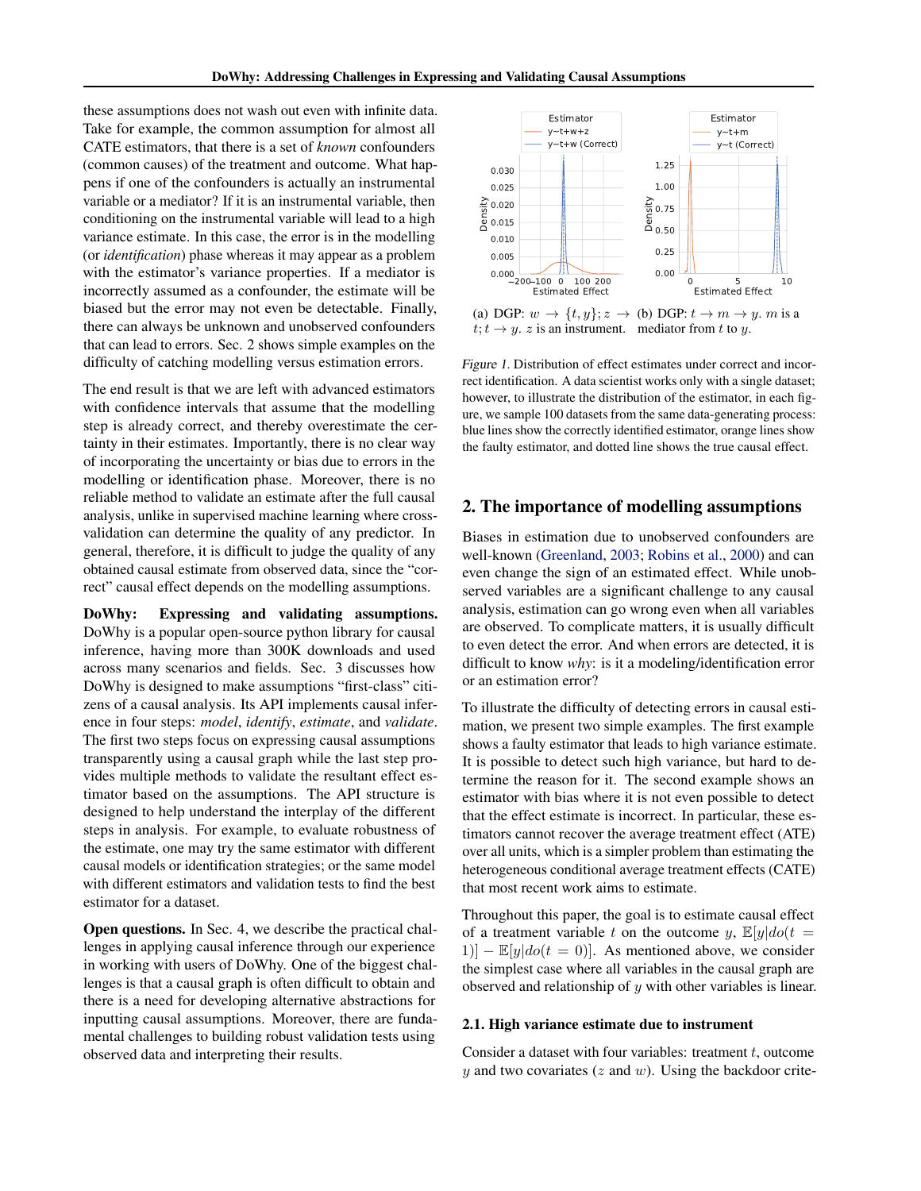these assumptions does not wash out even with infinite data. Take for example, the common assumption for almost all CATE estimators, that there is a set of *known* confounders (common causes) of the treatment and outcome. What happens if one of the confounders is actually an instrumental variable or a mediator? If it is an instrumental variable, then conditioning on the instrumental variable will lead to a high variance estimate. In this case, the error is in the modelling (or *identification*) phase whereas it may appear as a problem with the estimator's variance properties. If a mediator is incorrectly assumed as a confounder, the estimate will be biased but the error may not even be detectable. Finally, there can always be unknown and unobserved confounders that can lead to errors. Sec. 2 shows simple examples on the difficulty of catching modelling versus estimation errors.

The end result is that we are left with advanced estimators with confidence intervals that assume that the modelling step is already correct, and thereby overestimate the certainty in their estimates. Importantly, there is no clear way of incorporating the uncertainty or bias due to errors in the modelling or identification phase. Moreover, there is no reliable method to validate an estimate after the full causal analysis, unlike in supervised machine learning where cross-validation can determine the quality of any predictor. In general, therefore, it is difficult to judge the quality of any obtained causal estimate from observed data, since the "correct" causal effect depends on the modelling assumptions.

**DoWhy: Expressing and validating assumptions.** DoWhy is a popular open-source python library for causal inference, having more than 300K downloads and used across many scenarios and fields. Sec. 3 discusses how DoWhy is designed to make assumptions "first-class" citizens of a causal analysis. Its API implements causal inference in four steps: *model*, *identify*, *estimate*, and *validate*. The first two steps focus on expressing causal assumptions transparently using a causal graph while the last step provides multiple methods to validate the resultant effect estimator based on the assumptions. The API structure is designed to help understand the interplay of the different steps in analysis. For example, to evaluate robustness of the estimate, one may try the same estimator with different causal models or identification strategies; or the same model with different estimators and validation tests to find the best estimator for a dataset.

**Open questions.** In Sec. 4, we describe the practical challenges in applying causal inference through our experience in working with users of DoWhy. One of the biggest challenges is that a causal graph is often difficult to obtain and there is a need for developing alternative abstractions for inputting causal assumptions. Moreover, there are fundamental challenges to building robust validation tests using observed data and interpreting their results.

(a) DGP: $w \rightarrow \{t, y\}; z \rightarrow t; t \rightarrow y$. $z$ is an instrument.

(b) DGP: $t \rightarrow m \rightarrow y$. $m$ is a mediator from $t$ to $y$.

*Figure 1.* Distribution of effect estimates under correct and incorrect identification. A data scientist works only with a single dataset; however, to illustrate the distribution of the estimator, in each figure, we sample 100 datasets from the same data-generating process: blue lines show the correctly identified estimator, orange lines show the faulty estimator, and dotted line shows the true causal effect.

## 2. The importance of modelling assumptions

Biases in estimation due to unobserved confounders are well-known (Greenland, 2003; Robins et al., 2000) and can even change the sign of an estimated effect. While unobserved variables are a significant challenge to any causal analysis, estimation can go wrong even when all variables are observed. To complicate matters, it is usually difficult to even detect the error. And when errors are detected, it is difficult to know *why*: is it a modeling/identification error or an estimation error?

To illustrate the difficulty of detecting errors in causal estimation, we present two simple examples. The first example shows a faulty estimator that leads to high variance estimate. It is possible to detect such high variance, but hard to determine the reason for it. The second example shows an estimator with bias where it is not even possible to detect that the effect estimate is incorrect. In particular, these estimators cannot recover the average treatment effect (ATE) over all units, which is a simpler problem than estimating the heterogeneous conditional average treatment effects (CATE) that most recent work aims to estimate.

Throughout this paper, the goal is to estimate causal effect of a treatment variable $t$ on the outcome $y$, $\mathbb{E}[y|do(t = 1)] - \mathbb{E}[y|do(t = 0)]$. As mentioned above, we consider the simplest case where all variables in the causal graph are observed and relationship of $y$ with other variables is linear.

### 2.1. High variance estimate due to instrument

Consider a dataset with four variables: treatment $t$, outcome $y$ and two covariates ($z$ and $w$). Using the backdoor crite-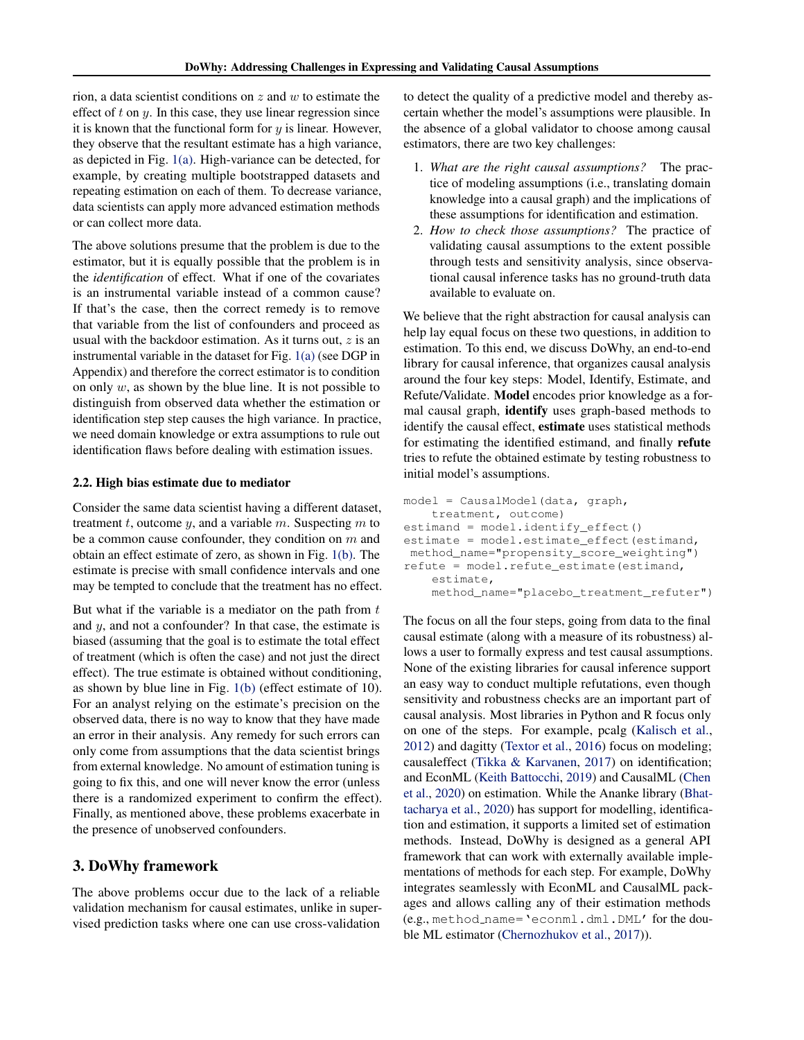rion, a data scientist conditions on $z$ and $w$ to estimate the effect of $t$ on $y$. In this case, they use linear regression since it is known that the functional form for $y$ is linear. However, they observe that the resultant estimate has a high variance, as depicted in Fig. 1(a). High-variance can be detected, for example, by creating multiple bootstrapped datasets and repeating estimation on each of them. To decrease variance, data scientists can apply more advanced estimation methods or can collect more data.

The above solutions presume that the problem is due to the estimator, but it is equally possible that the problem is in the *identification* of effect. What if one of the covariates is an instrumental variable instead of a common cause? If that's the case, then the correct remedy is to remove that variable from the list of confounders and proceed as usual with the backdoor estimation. As it turns out, $z$ is an instrumental variable in the dataset for Fig. 1(a) (see DGP in Appendix) and therefore the correct estimator is to condition on only $w$, as shown by the blue line. It is not possible to distinguish from observed data whether the estimation or identification step step causes the high variance. In practice, we need domain knowledge or extra assumptions to rule out identification flaws before dealing with estimation issues.

### 2.2. High bias estimate due to mediator

Consider the same data scientist having a different dataset, treatment $t$, outcome $y$, and a variable $m$. Suspecting $m$ to be a common cause confounder, they condition on $m$ and obtain an effect estimate of zero, as shown in Fig. 1(b). The estimate is precise with small confidence intervals and one may be tempted to conclude that the treatment has no effect.

But what if the variable is a mediator on the path from $t$ and $y$, and not a confounder? In that case, the estimate is biased (assuming that the goal is to estimate the total effect of treatment (which is often the case) and not just the direct effect). The true estimate is obtained without conditioning, as shown by blue line in Fig. 1(b) (effect estimate of 10). For an analyst relying on the estimate's precision on the observed data, there is no way to know that they have made an error in their analysis. Any remedy for such errors can only come from assumptions that the data scientist brings from external knowledge. No amount of estimation tuning is going to fix this, and one will never know the error (unless there is a randomized experiment to confirm the effect). Finally, as mentioned above, these problems exacerbate in the presence of unobserved confounders.

## 3. DoWhy framework

The above problems occur due to the lack of a reliable validation mechanism for causal estimates, unlike in supervised prediction tasks where one can use cross-validation to detect the quality of a predictive model and thereby ascertain whether the model's assumptions were plausible. In the absence of a global validator to choose among causal estimators, there are two key challenges:

1. *What are the right causal assumptions?* The practice of modeling assumptions (i.e., translating domain knowledge into a causal graph) and the implications of these assumptions for identification and estimation.
2. *How to check those assumptions?* The practice of validating causal assumptions to the extent possible through tests and sensitivity analysis, since observational causal inference tasks has no ground-truth data available to evaluate on.

We believe that the right abstraction for causal analysis can help lay equal focus on these two questions, in addition to estimation. To this end, we discuss DoWhy, an end-to-end library for causal inference, that organizes causal analysis around the four key steps: Model, Identify, Estimate, and Refute/Validate. **Model** encodes prior knowledge as a formal causal graph, **identify** uses graph-based methods to identify the causal effect, **estimate** uses statistical methods for estimating the identified estimand, and finally **refute** tries to refute the obtained estimate by testing robustness to initial model's assumptions.

```
model = CausalModel(data, graph,
    treatment, outcome)
estimand = model.identify_effect()
estimate = model.estimate_effect(estimand,
 method_name="propensity_score_weighting")
refute = model.refute_estimate(estimand,
    estimate,
    method_name="placebo_treatment_refuter")
```

The focus on all the four steps, going from data to the final causal estimate (along with a measure of its robustness) allows a user to formally express and test causal assumptions. None of the existing libraries for causal inference support an easy way to conduct multiple refutations, even though sensitivity and robustness checks are an important part of causal analysis. Most libraries in Python and R focus only on one of the steps. For example, pcalg (Kalisch et al., 2012) and dagitty (Textor et al., 2016) focus on modeling; causaleffect (Tikka & Karvanen, 2017) on identification; and EconML (Keith Battocchi, 2019) and CausalML (Chen et al., 2020) on estimation. While the Ananke library (Bhattacharya et al., 2020) has support for modelling, identification and estimation, it supports a limited set of estimation methods. Instead, DoWhy is designed as a general API framework that can work with externally available implementations of methods for each step. For example, DoWhy integrates seamlessly with EconML and CausalML packages and allows calling any of their estimation methods (e.g., `method_name='econml.dml.DML'` for the double ML estimator (Chernozhukov et al., 2017)).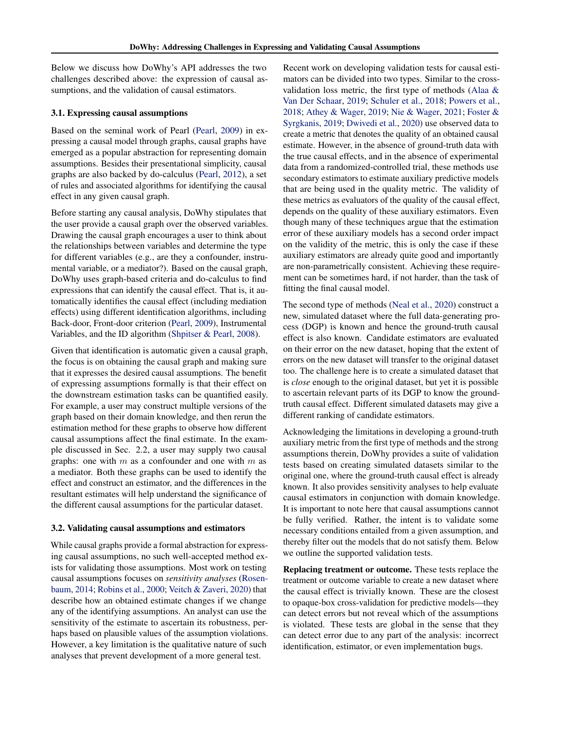Below we discuss how DoWhy's API addresses the two challenges described above: the expression of causal assumptions, and the validation of causal estimators.

### 3.1. Expressing causal assumptions

Based on the seminal work of Pearl (Pearl, 2009) in expressing a causal model through graphs, causal graphs have emerged as a popular abstraction for representing domain assumptions. Besides their presentational simplicity, causal graphs are also backed by do-calculus (Pearl, 2012), a set of rules and associated algorithms for identifying the causal effect in any given causal graph.

Before starting any causal analysis, DoWhy stipulates that the user provide a causal graph over the observed variables. Drawing the causal graph encourages a user to think about the relationships between variables and determine the type for different variables (e.g., are they a confounder, instrumental variable, or a mediator?). Based on the causal graph, DoWhy uses graph-based criteria and do-calculus to find expressions that can identify the causal effect. That is, it automatically identifies the causal effect (including mediation effects) using different identification algorithms, including Back-door, Front-door criterion (Pearl, 2009), Instrumental Variables, and the ID algorithm (Shpitser & Pearl, 2008).

Given that identification is automatic given a causal graph, the focus is on obtaining the causal graph and making sure that it expresses the desired causal assumptions. The benefit of expressing assumptions formally is that their effect on the downstream estimation tasks can be quantified easily. For example, a user may construct multiple versions of the graph based on their domain knowledge, and then rerun the estimation method for these graphs to observe how different causal assumptions affect the final estimate. In the example discussed in Sec. 2.2, a user may supply two causal graphs: one with $m$ as a confounder and one with $m$ as a mediator. Both these graphs can be used to identify the effect and construct an estimator, and the differences in the resultant estimates will help understand the significance of the different causal assumptions for the particular dataset.

### 3.2. Validating causal assumptions and estimators

While causal graphs provide a formal abstraction for expressing causal assumptions, no such well-accepted method exists for validating those assumptions. Most work on testing causal assumptions focuses on *sensitivity analyses* (Rosenbaum, 2014; Robins et al., 2000; Veitch & Zaveri, 2020) that describe how an obtained estimate changes if we change any of the identifying assumptions. An analyst can use the sensitivity of the estimate to ascertain its robustness, perhaps based on plausible values of the assumption violations. However, a key limitation is the qualitative nature of such analyses that prevent development of a more general test.

Recent work on developing validation tests for causal estimators can be divided into two types. Similar to the cross-validation loss metric, the first type of methods (Alaa & Van Der Schaar, 2019; Schuler et al., 2018; Powers et al., 2018; Athey & Wager, 2019; Nie & Wager, 2021; Foster & Syrgkanis, 2019; Dwivedi et al., 2020) use observed data to create a metric that denotes the quality of an obtained causal estimate. However, in the absence of ground-truth data with the true causal effects, and in the absence of experimental data from a randomized-controlled trial, these methods use secondary estimators to estimate auxiliary predictive models that are being used in the quality metric. The validity of these metrics as evaluators of the quality of the causal effect, depends on the quality of these auxiliary estimators. Even though many of these techniques argue that the estimation error of these auxiliary models has a second order impact on the validity of the metric, this is only the case if these auxiliary estimators are already quite good and importantly are non-parametrically consistent. Achieving these requirement can be sometimes hard, if not harder, than the task of fitting the final causal model.

The second type of methods (Neal et al., 2020) construct a new, simulated dataset where the full data-generating process (DGP) is known and hence the ground-truth causal effect is also known. Candidate estimators are evaluated on their error on the new dataset, hoping that the extent of errors on the new dataset will transfer to the original dataset too. The challenge here is to create a simulated dataset that is *close* enough to the original dataset, but yet it is possible to ascertain relevant parts of its DGP to know the ground-truth causal effect. Different simulated datasets may give a different ranking of candidate estimators.

Acknowledging the limitations in developing a ground-truth auxiliary metric from the first type of methods and the strong assumptions therein, DoWhy provides a suite of validation tests based on creating simulated datasets similar to the original one, where the ground-truth causal effect is already known. It also provides sensitivity analyses to help evaluate causal estimators in conjunction with domain knowledge. It is important to note here that causal assumptions cannot be fully verified. Rather, the intent is to validate some necessary conditions entailed from a given assumption, and thereby filter out the models that do not satisfy them. Below we outline the supported validation tests.

**Replacing treatment or outcome.** These tests replace the treatment or outcome variable to create a new dataset where the causal effect is trivially known. These are the closest to opaque-box cross-validation for predictive models—they can detect errors but not reveal which of the assumptions is violated. These tests are global in the sense that they can detect error due to any part of the analysis: incorrect identification, estimator, or even implementation bugs.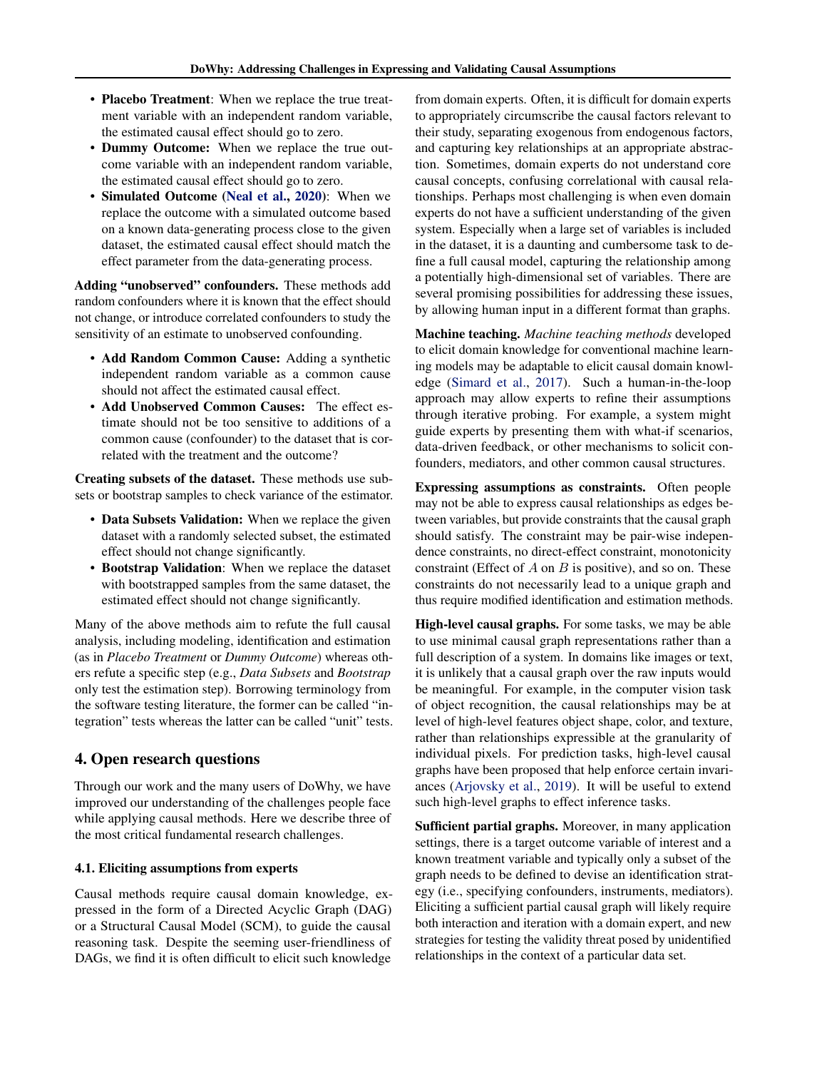- **Placebo Treatment**: When we replace the true treatment variable with an independent random variable, the estimated causal effect should go to zero.
- **Dummy Outcome:** When we replace the true outcome variable with an independent random variable, the estimated causal effect should go to zero.
- **Simulated Outcome (Neal et al., 2020)**: When we replace the outcome with a simulated outcome based on a known data-generating process close to the given dataset, the estimated causal effect should match the effect parameter from the data-generating process.

**Adding "unobserved" confounders.** These methods add random confounders where it is known that the effect should not change, or introduce correlated confounders to study the sensitivity of an estimate to unobserved confounding.

- **Add Random Common Cause:** Adding a synthetic independent random variable as a common cause should not affect the estimated causal effect.
- **Add Unobserved Common Causes:** The effect estimate should not be too sensitive to additions of a common cause (confounder) to the dataset that is correlated with the treatment and the outcome?

**Creating subsets of the dataset.** These methods use subsets or bootstrap samples to check variance of the estimator.

- **Data Subsets Validation:** When we replace the given dataset with a randomly selected subset, the estimated effect should not change significantly.
- **Bootstrap Validation**: When we replace the dataset with bootstrapped samples from the same dataset, the estimated effect should not change significantly.

Many of the above methods aim to refute the full causal analysis, including modeling, identification and estimation (as in *Placebo Treatment* or *Dummy Outcome*) whereas others refute a specific step (e.g., *Data Subsets* and *Bootstrap* only test the estimation step). Borrowing terminology from the software testing literature, the former can be called "integration" tests whereas the latter can be called "unit" tests.

## 4. Open research questions

Through our work and the many users of DoWhy, we have improved our understanding of the challenges people face while applying causal methods. Here we describe three of the most critical fundamental research challenges.

### 4.1. Eliciting assumptions from experts

Causal methods require causal domain knowledge, expressed in the form of a Directed Acyclic Graph (DAG) or a Structural Causal Model (SCM), to guide the causal reasoning task. Despite the seeming user-friendliness of DAGs, we find it is often difficult to elicit such knowledge from domain experts. Often, it is difficult for domain experts to appropriately circumscribe the causal factors relevant to their study, separating exogenous from endogenous factors, and capturing key relationships at an appropriate abstraction. Sometimes, domain experts do not understand core causal concepts, confusing correlational with causal relationships. Perhaps most challenging is when even domain experts do not have a sufficient understanding of the given system. Especially when a large set of variables is included in the dataset, it is a daunting and cumbersome task to define a full causal model, capturing the relationship among a potentially high-dimensional set of variables. There are several promising possibilities for addressing these issues, by allowing human input in a different format than graphs.

**Machine teaching.** *Machine teaching methods* developed to elicit domain knowledge for conventional machine learning models may be adaptable to elicit causal domain knowledge (Simard et al., 2017). Such a human-in-the-loop approach may allow experts to refine their assumptions through iterative probing. For example, a system might guide experts by presenting them with what-if scenarios, data-driven feedback, or other mechanisms to solicit confounders, mediators, and other common causal structures.

**Expressing assumptions as constraints.** Often people may not be able to express causal relationships as edges between variables, but provide constraints that the causal graph should satisfy. The constraint may be pair-wise independence constraints, no direct-effect constraint, monotonicity constraint (Effect of $A$ on $B$ is positive), and so on. These constraints do not necessarily lead to a unique graph and thus require modified identification and estimation methods.

**High-level causal graphs.** For some tasks, we may be able to use minimal causal graph representations rather than a full description of a system. In domains like images or text, it is unlikely that a causal graph over the raw inputs would be meaningful. For example, in the computer vision task of object recognition, the causal relationships may be at level of high-level features object shape, color, and texture, rather than relationships expressible at the granularity of individual pixels. For prediction tasks, high-level causal graphs have been proposed that help enforce certain invariances (Arjovsky et al., 2019). It will be useful to extend such high-level graphs to effect inference tasks.

**Sufficient partial graphs.** Moreover, in many application settings, there is a target outcome variable of interest and a known treatment variable and typically only a subset of the graph needs to be defined to devise an identification strategy (i.e., specifying confounders, instruments, mediators). Eliciting a sufficient partial causal graph will likely require both interaction and iteration with a domain expert, and new strategies for testing the validity threat posed by unidentified relationships in the context of a particular data set.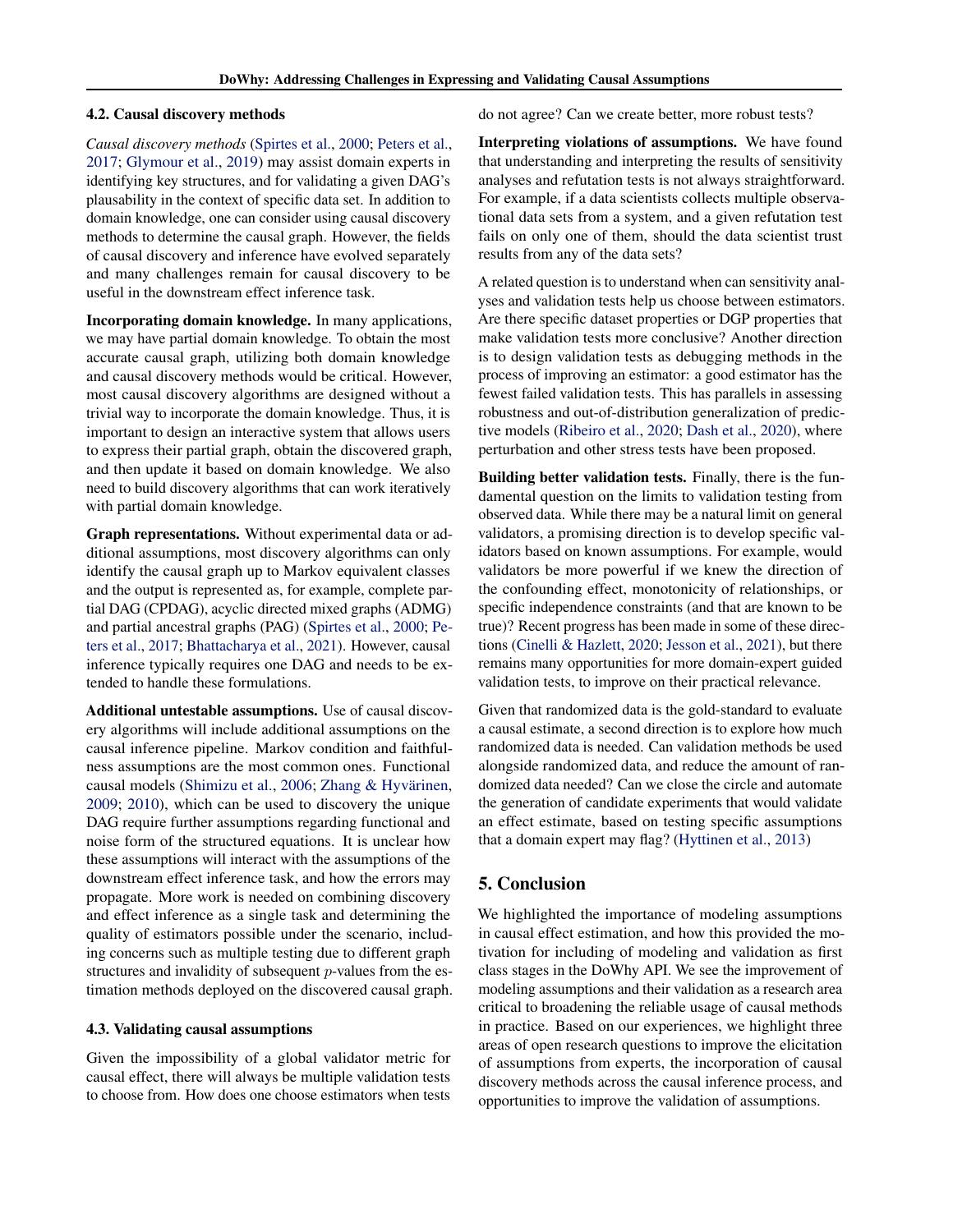### 4.2. Causal discovery methods

*Causal discovery methods* (Spirtes et al., 2000; Peters et al., 2017; Glymour et al., 2019) may assist domain experts in identifying key structures, and for validating a given DAG's plausability in the context of specific data set. In addition to domain knowledge, one can consider using causal discovery methods to determine the causal graph. However, the fields of causal discovery and inference have evolved separately and many challenges remain for causal discovery to be useful in the downstream effect inference task.

**Incorporating domain knowledge.** In many applications, we may have partial domain knowledge. To obtain the most accurate causal graph, utilizing both domain knowledge and causal discovery methods would be critical. However, most causal discovery algorithms are designed without a trivial way to incorporate the domain knowledge. Thus, it is important to design an interactive system that allows users to express their partial graph, obtain the discovered graph, and then update it based on domain knowledge. We also need to build discovery algorithms that can work iteratively with partial domain knowledge.

**Graph representations.** Without experimental data or additional assumptions, most discovery algorithms can only identify the causal graph up to Markov equivalent classes and the output is represented as, for example, complete partial DAG (CPDAG), acyclic directed mixed graphs (ADMG) and partial ancestral graphs (PAG) (Spirtes et al., 2000; Peters et al., 2017; Bhattacharya et al., 2021). However, causal inference typically requires one DAG and needs to be extended to handle these formulations.

**Additional untestable assumptions.** Use of causal discovery algorithms will include additional assumptions on the causal inference pipeline. Markov condition and faithfulness assumptions are the most common ones. Functional causal models (Shimizu et al., 2006; Zhang & Hyvärinen, 2009; 2010), which can be used to discovery the unique DAG require further assumptions regarding functional and noise form of the structured equations. It is unclear how these assumptions will interact with the assumptions of the downstream effect inference task, and how the errors may propagate. More work is needed on combining discovery and effect inference as a single task and determining the quality of estimators possible under the scenario, including concerns such as multiple testing due to different graph structures and invalidity of subsequent $p$-values from the estimation methods deployed on the discovered causal graph.

### 4.3. Validating causal assumptions

Given the impossibility of a global validator metric for causal effect, there will always be multiple validation tests to choose from. How does one choose estimators when tests do not agree? Can we create better, more robust tests?

**Interpreting violations of assumptions.** We have found that understanding and interpreting the results of sensitivity analyses and refutation tests is not always straightforward. For example, if a data scientists collects multiple observational data sets from a system, and a given refutation test fails on only one of them, should the data scientist trust results from any of the data sets?

A related question is to understand when can sensitivity analyses and validation tests help us choose between estimators. Are there specific dataset properties or DGP properties that make validation tests more conclusive? Another direction is to design validation tests as debugging methods in the process of improving an estimator: a good estimator has the fewest failed validation tests. This has parallels in assessing robustness and out-of-distribution generalization of predictive models (Ribeiro et al., 2020; Dash et al., 2020), where perturbation and other stress tests have been proposed.

**Building better validation tests.** Finally, there is the fundamental question on the limits to validation testing from observed data. While there may be a natural limit on general validators, a promising direction is to develop specific validators based on known assumptions. For example, would validators be more powerful if we knew the direction of the confounding effect, monotonicity of relationships, or specific independence constraints (and that are known to be true)? Recent progress has been made in some of these directions (Cinelli & Hazlett, 2020; Jesson et al., 2021), but there remains many opportunities for more domain-expert guided validation tests, to improve on their practical relevance.

Given that randomized data is the gold-standard to evaluate a causal estimate, a second direction is to explore how much randomized data is needed. Can validation methods be used alongside randomized data, and reduce the amount of randomized data needed? Can we close the circle and automate the generation of candidate experiments that would validate an effect estimate, based on testing specific assumptions that a domain expert may flag? (Hyttinen et al., 2013)

## 5. Conclusion

We highlighted the importance of modeling assumptions in causal effect estimation, and how this provided the motivation for including of modeling and validation as first class stages in the DoWhy API. We see the improvement of modeling assumptions and their validation as a research area critical to broadening the reliable usage of causal methods in practice. Based on our experiences, we highlight three areas of open research questions to improve the elicitation of assumptions from experts, the incorporation of causal discovery methods across the causal inference process, and opportunities to improve the validation of assumptions.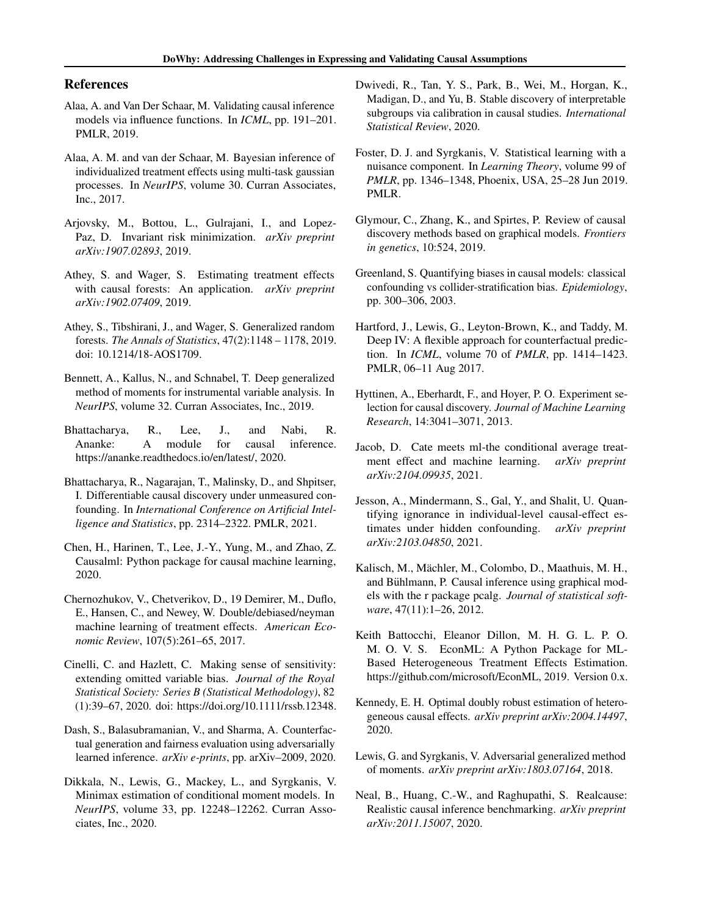## References

Alaa, A. and Van Der Schaar, M. Validating causal inference models via influence functions. In *ICML*, pp. 191–201. PMLR, 2019.

Alaa, A. M. and van der Schaar, M. Bayesian inference of individualized treatment effects using multi-task gaussian processes. In *NeurIPS*, volume 30. Curran Associates, Inc., 2017.

Arjovsky, M., Bottou, L., Gulrajani, I., and Lopez-Paz, D. Invariant risk minimization. *arXiv preprint arXiv:1907.02893*, 2019.

Athey, S. and Wager, S. Estimating treatment effects with causal forests: An application. *arXiv preprint arXiv:1902.07409*, 2019.

Athey, S., Tibshirani, J., and Wager, S. Generalized random forests. *The Annals of Statistics*, 47(2):1148 – 1178, 2019. doi: 10.1214/18-AOS1709.

Bennett, A., Kallus, N., and Schnabel, T. Deep generalized method of moments for instrumental variable analysis. In *NeurIPS*, volume 32. Curran Associates, Inc., 2019.

Bhattacharya, R., Lee, J., and Nabi, R. Ananke: A module for causal inference. https://ananke.readthedocs.io/en/latest/, 2020.

Bhattacharya, R., Nagarajan, T., Malinsky, D., and Shpitser, I. Differentiable causal discovery under unmeasured confounding. In *International Conference on Artificial Intelligence and Statistics*, pp. 2314–2322. PMLR, 2021.

Chen, H., Harinen, T., Lee, J.-Y., Yung, M., and Zhao, Z. Causalml: Python package for causal machine learning, 2020.

Chernozhukov, V., Chetverikov, D., 19 Demirer, M., Duflo, E., Hansen, C., and Newey, W. Double/debiased/neyman machine learning of treatment effects. *American Economic Review*, 107(5):261–65, 2017.

Cinelli, C. and Hazlett, C. Making sense of sensitivity: extending omitted variable bias. *Journal of the Royal Statistical Society: Series B (Statistical Methodology)*, 82 (1):39–67, 2020. doi: https://doi.org/10.1111/rssb.12348.

Dash, S., Balasubramanian, V., and Sharma, A. Counterfactual generation and fairness evaluation using adversarially learned inference. *arXiv e-prints*, pp. arXiv–2009, 2020.

Dikkala, N., Lewis, G., Mackey, L., and Syrgkanis, V. Minimax estimation of conditional moment models. In *NeurIPS*, volume 33, pp. 12248–12262. Curran Associates, Inc., 2020.

Dwivedi, R., Tan, Y. S., Park, B., Wei, M., Horgan, K., Madigan, D., and Yu, B. Stable discovery of interpretable subgroups via calibration in causal studies. *International Statistical Review*, 2020.

Foster, D. J. and Syrgkanis, V. Statistical learning with a nuisance component. In *Learning Theory*, volume 99 of *PMLR*, pp. 1346–1348, Phoenix, USA, 25–28 Jun 2019. PMLR.

Glymour, C., Zhang, K., and Spirtes, P. Review of causal discovery methods based on graphical models. *Frontiers in genetics*, 10:524, 2019.

Greenland, S. Quantifying biases in causal models: classical confounding vs collider-stratification bias. *Epidemiology*, pp. 300–306, 2003.

Hartford, J., Lewis, G., Leyton-Brown, K., and Taddy, M. Deep IV: A flexible approach for counterfactual prediction. In *ICML*, volume 70 of *PMLR*, pp. 1414–1423. PMLR, 06–11 Aug 2017.

Hyttinen, A., Eberhardt, F., and Hoyer, P. O. Experiment selection for causal discovery. *Journal of Machine Learning Research*, 14:3041–3071, 2013.

Jacob, D. Cate meets ml-the conditional average treatment effect and machine learning. *arXiv preprint arXiv:2104.09935*, 2021.

Jesson, A., Mindermann, S., Gal, Y., and Shalit, U. Quantifying ignorance in individual-level causal-effect estimates under hidden confounding. *arXiv preprint arXiv:2103.04850*, 2021.

Kalisch, M., Mächler, M., Colombo, D., Maathuis, M. H., and Bühlmann, P. Causal inference using graphical models with the r package pcalg. *Journal of statistical software*, 47(11):1–26, 2012.

Keith Battocchi, Eleanor Dillon, M. H. G. L. P. O. M. O. V. S. EconML: A Python Package for ML-Based Heterogeneous Treatment Effects Estimation. https://github.com/microsoft/EconML, 2019. Version 0.x.

Kennedy, E. H. Optimal doubly robust estimation of heterogeneous causal effects. *arXiv preprint arXiv:2004.14497*, 2020.

Lewis, G. and Syrgkanis, V. Adversarial generalized method of moments. *arXiv preprint arXiv:1803.07164*, 2018.

Neal, B., Huang, C.-W., and Raghupathi, S. Realcause: Realistic causal inference benchmarking. *arXiv preprint arXiv:2011.15007*, 2020.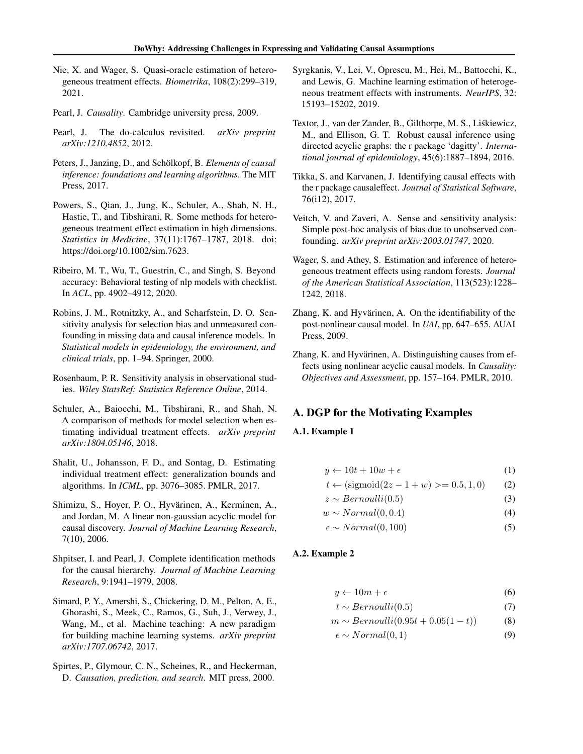Nie, X. and Wager, S. Quasi-oracle estimation of heterogeneous treatment effects. *Biometrika*, 108(2):299–319, 2021.

Pearl, J. *Causality*. Cambridge university press, 2009.

Pearl, J. The do-calculus revisited. *arXiv preprint arXiv:1210.4852*, 2012.

Peters, J., Janzing, D., and Schölkopf, B. *Elements of causal inference: foundations and learning algorithms*. The MIT Press, 2017.

Powers, S., Qian, J., Jung, K., Schuler, A., Shah, N. H., Hastie, T., and Tibshirani, R. Some methods for heterogeneous treatment effect estimation in high dimensions. *Statistics in Medicine*, 37(11):1767–1787, 2018. doi: https://doi.org/10.1002/sim.7623.

Ribeiro, M. T., Wu, T., Guestrin, C., and Singh, S. Beyond accuracy: Behavioral testing of nlp models with checklist. In *ACL*, pp. 4902–4912, 2020.

Robins, J. M., Rotnitzky, A., and Scharfstein, D. O. Sensitivity analysis for selection bias and unmeasured confounding in missing data and causal inference models. In *Statistical models in epidemiology, the environment, and clinical trials*, pp. 1–94. Springer, 2000.

Rosenbaum, P. R. Sensitivity analysis in observational studies. *Wiley StatsRef: Statistics Reference Online*, 2014.

Schuler, A., Baiocchi, M., Tibshirani, R., and Shah, N. A comparison of methods for model selection when estimating individual treatment effects. *arXiv preprint arXiv:1804.05146*, 2018.

Shalit, U., Johansson, F. D., and Sontag, D. Estimating individual treatment effect: generalization bounds and algorithms. In *ICML*, pp. 3076–3085. PMLR, 2017.

Shimizu, S., Hoyer, P. O., Hyvärinen, A., Kerminen, A., and Jordan, M. A linear non-gaussian acyclic model for causal discovery. *Journal of Machine Learning Research*, 7(10), 2006.

Shpitser, I. and Pearl, J. Complete identification methods for the causal hierarchy. *Journal of Machine Learning Research*, 9:1941–1979, 2008.

Simard, P. Y., Amershi, S., Chickering, D. M., Pelton, A. E., Ghorashi, S., Meek, C., Ramos, G., Suh, J., Verwey, J., Wang, M., et al. Machine teaching: A new paradigm for building machine learning systems. *arXiv preprint arXiv:1707.06742*, 2017.

Spirtes, P., Glymour, C. N., Scheines, R., and Heckerman, D. *Causation, prediction, and search*. MIT press, 2000.

Syrgkanis, V., Lei, V., Oprescu, M., Hei, M., Battocchi, K., and Lewis, G. Machine learning estimation of heterogeneous treatment effects with instruments. *NeurIPS*, 32: 15193–15202, 2019.

Textor, J., van der Zander, B., Gilthorpe, M. S., Liśkiewicz, M., and Ellison, G. T. Robust causal inference using directed acyclic graphs: the r package 'dagitty'. *International journal of epidemiology*, 45(6):1887–1894, 2016.

Tikka, S. and Karvanen, J. Identifying causal effects with the r package causaleffect. *Journal of Statistical Software*, 76(i12), 2017.

Veitch, V. and Zaveri, A. Sense and sensitivity analysis: Simple post-hoc analysis of bias due to unobserved confounding. *arXiv preprint arXiv:2003.01747*, 2020.

Wager, S. and Athey, S. Estimation and inference of heterogeneous treatment effects using random forests. *Journal of the American Statistical Association*, 113(523):1228–1242, 2018.

Zhang, K. and Hyvärinen, A. On the identifiability of the post-nonlinear causal model. In *UAI*, pp. 647–655. AUAI Press, 2009.

Zhang, K. and Hyvärinen, A. Distinguishing causes from effects using nonlinear acyclic causal models. In *Causality: Objectives and Assessment*, pp. 157–164. PMLR, 2010.

## A. DGP for the Motivating Examples

### A.1. Example 1

$$y \leftarrow 10t + 10w + \epsilon \quad (1)$$

$$t \leftarrow (\text{sigmoid}(2z - 1 + w) >= 0.5, 1, 0) \quad (2)$$

$$z \sim Bernoulli(0.5) \quad (3)$$

$$w \sim Normal(0, 0.4) \quad (4)$$

$$\epsilon \sim Normal(0, 100) \quad (5)$$

### A.2. Example 2

$$y \leftarrow 10m + \epsilon \quad (6)$$

$$t \sim Bernoulli(0.5) \quad (7)$$

$$m \sim Bernoulli(0.95t + 0.05(1 - t)) \quad (8)$$

$$\epsilon \sim Normal(0, 1) \quad (9)$$